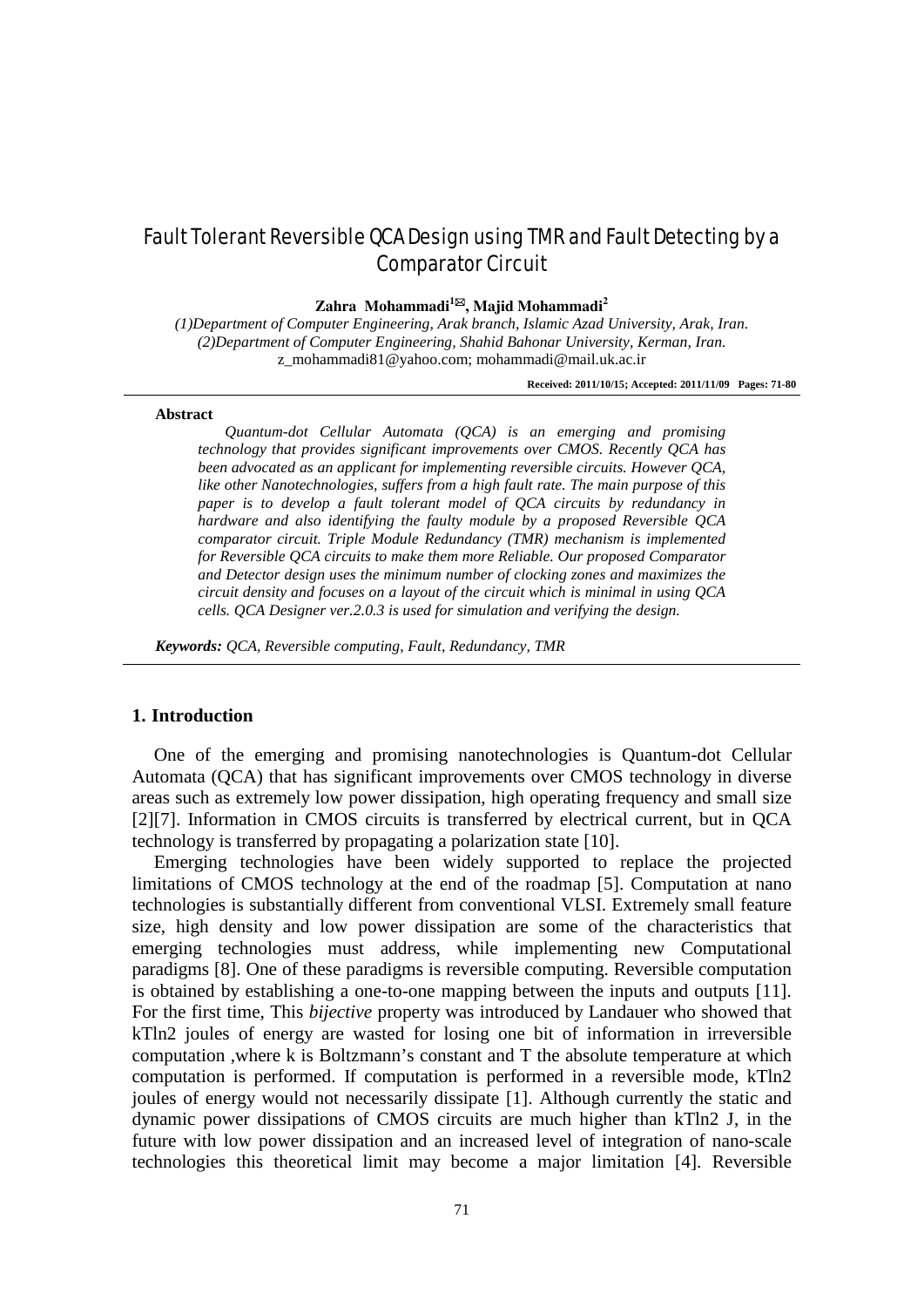# Fault Tolerant Reversible QCA Design using TMR and Fault Detecting by a Comparator Circuit

**Zahra Mohammadi[1]✉, Majid Mohammadi[2]**

*(1)Department of Computer Engineering, Arak branch, Islamic Azad University, Arak, Iran.*
*(2)Department of Computer Engineering, Shahid Bahonar University, Kerman, Iran.*
z_mohammadi81@yahoo.com; mohammadi@mail.uk.ac.ir

**Received: 2011/10/15; Accepted: 2011/11/09 Pages: 71-80**

**Abstract**

*Quantum-dot Cellular Automata (QCA) is an emerging and promising technology that provides significant improvements over CMOS. Recently QCA has been advocated as an applicant for implementing reversible circuits. However QCA, like other Nanotechnologies, suffers from a high fault rate. The main purpose of this paper is to develop a fault tolerant model of QCA circuits by redundancy in hardware and also identifying the faulty module by a proposed Reversible QCA comparator circuit. Triple Module Redundancy (TMR) mechanism is implemented for Reversible QCA circuits to make them more Reliable. Our proposed Comparator and Detector design uses the minimum number of clocking zones and maximizes the circuit density and focuses on a layout of the circuit which is minimal in using QCA cells. QCA Designer ver.2.0.3 is used for simulation and verifying the design.*

***Keywords:*** *QCA, Reversible computing, Fault, Redundancy, TMR*

## 1. Introduction

One of the emerging and promising nanotechnologies is Quantum-dot Cellular Automata (QCA) that has significant improvements over CMOS technology in diverse areas such as extremely low power dissipation, high operating frequency and small size [2][7]. Information in CMOS circuits is transferred by electrical current, but in QCA technology is transferred by propagating a polarization state [10].

Emerging technologies have been widely supported to replace the projected limitations of CMOS technology at the end of the roadmap [5]. Computation at nano technologies is substantially different from conventional VLSI. Extremely small feature size, high density and low power dissipation are some of the characteristics that emerging technologies must address, while implementing new Computational paradigms [8]. One of these paradigms is reversible computing. Reversible computation is obtained by establishing a one-to-one mapping between the inputs and outputs [11]. For the first time, This *bijective* property was introduced by Landauer who showed that kTln2 joules of energy are wasted for losing one bit of information in irreversible computation ,where k is Boltzmann's constant and T the absolute temperature at which computation is performed. If computation is performed in a reversible mode, kTln2 joules of energy would not necessarily dissipate [1]. Although currently the static and dynamic power dissipations of CMOS circuits are much higher than kTln2 J, in the future with low power dissipation and an increased level of integration of nano-scale technologies this theoretical limit may become a major limitation [4]. Reversible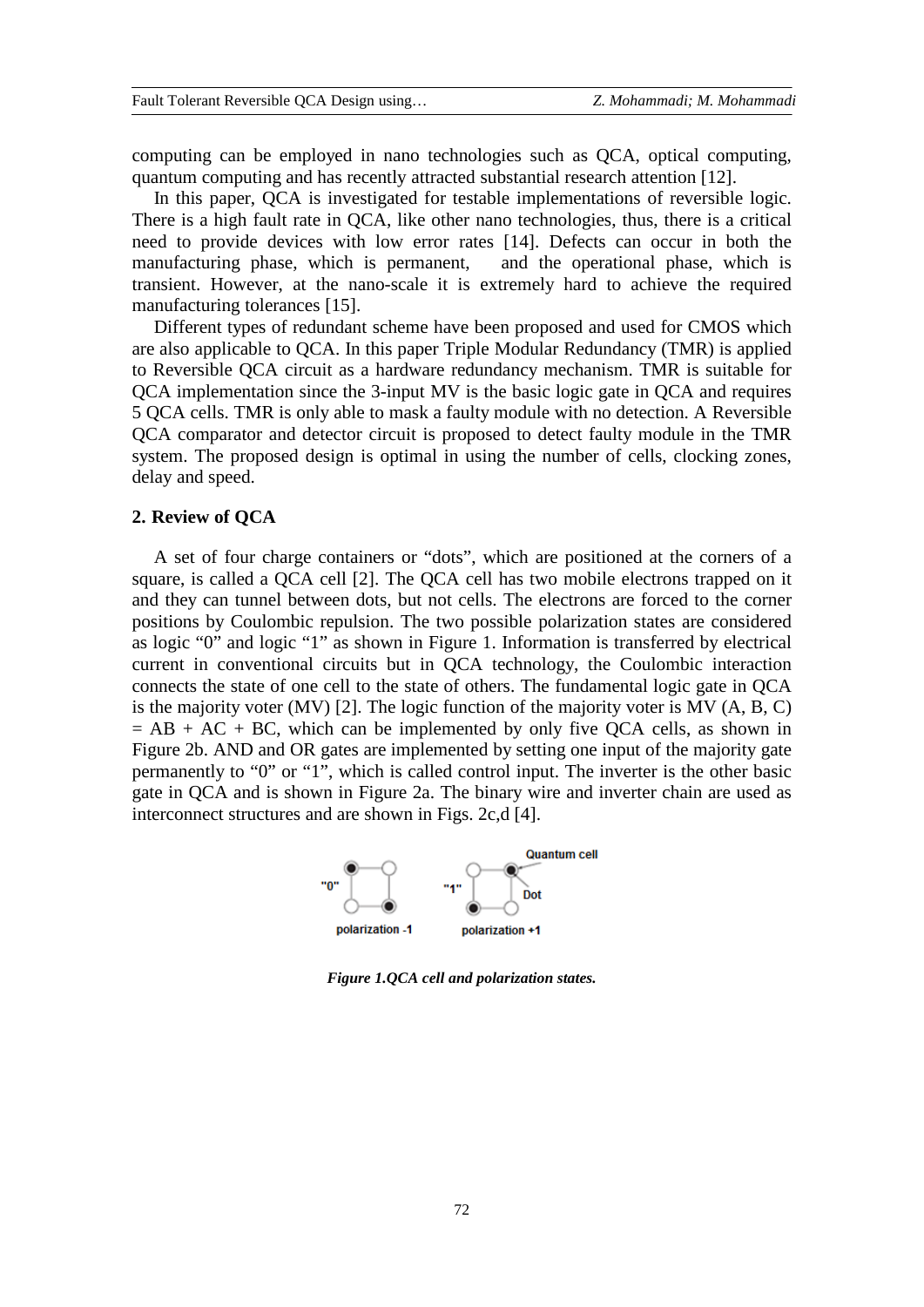computing can be employed in nano technologies such as QCA, optical computing, quantum computing and has recently attracted substantial research attention [12].

In this paper, QCA is investigated for testable implementations of reversible logic. There is a high fault rate in QCA, like other nano technologies, thus, there is a critical need to provide devices with low error rates [14]. Defects can occur in both the manufacturing phase, which is permanent, and the operational phase, which is transient. However, at the nano-scale it is extremely hard to achieve the required manufacturing tolerances [15].

Different types of redundant scheme have been proposed and used for CMOS which are also applicable to QCA. In this paper Triple Modular Redundancy (TMR) is applied to Reversible QCA circuit as a hardware redundancy mechanism. TMR is suitable for QCA implementation since the 3-input MV is the basic logic gate in QCA and requires 5 QCA cells. TMR is only able to mask a faulty module with no detection. A Reversible QCA comparator and detector circuit is proposed to detect faulty module in the TMR system. The proposed design is optimal in using the number of cells, clocking zones, delay and speed.

## 2. Review of QCA

A set of four charge containers or "dots", which are positioned at the corners of a square, is called a QCA cell [2]. The QCA cell has two mobile electrons trapped on it and they can tunnel between dots, but not cells. The electrons are forced to the corner positions by Coulombic repulsion. The two possible polarization states are considered as logic "0" and logic "1" as shown in Figure 1. Information is transferred by electrical current in conventional circuits but in QCA technology, the Coulombic interaction connects the state of one cell to the state of others. The fundamental logic gate in QCA is the majority voter (MV) [2]. The logic function of the majority voter is $MV(A, B, C) = AB + AC + BC$, which can be implemented by only five QCA cells, as shown in Figure 2b. AND and OR gates are implemented by setting one input of the majority gate permanently to "0" or "1", which is called control input. The inverter is the other basic gate in QCA and is shown in Figure 2a. The binary wire and inverter chain are used as interconnect structures and are shown in Figs. 2c,d [4].

*Figure 1.QCA cell and polarization states.*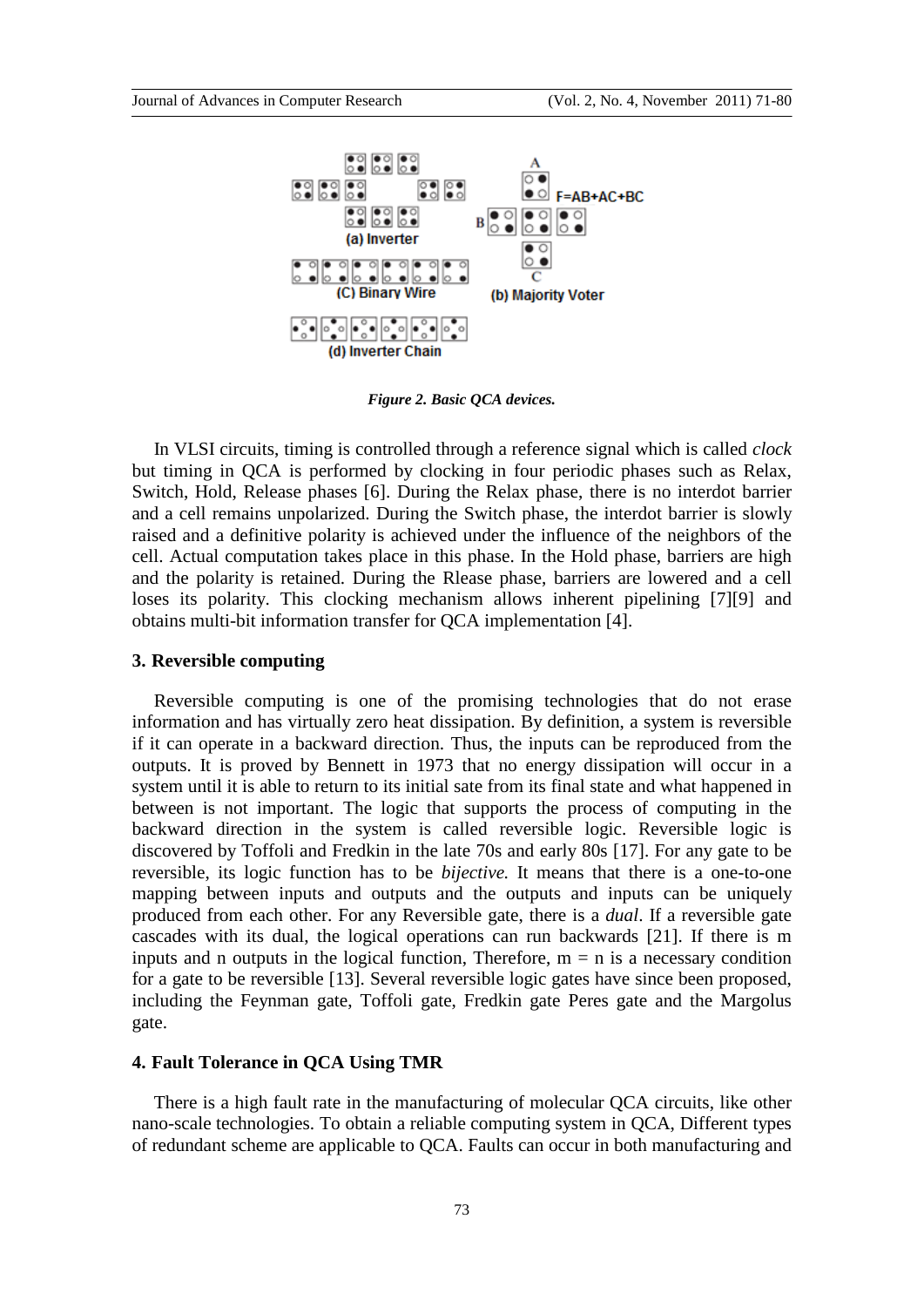*Figure 2. Basic QCA devices.*

In VLSI circuits, timing is controlled through a reference signal which is called *clock* but timing in QCA is performed by clocking in four periodic phases such as Relax, Switch, Hold, Release phases [6]. During the Relax phase, there is no interdot barrier and a cell remains unpolarized. During the Switch phase, the interdot barrier is slowly raised and a definitive polarity is achieved under the influence of the neighbors of the cell. Actual computation takes place in this phase. In the Hold phase, barriers are high and the polarity is retained. During the Rlease phase, barriers are lowered and a cell loses its polarity. This clocking mechanism allows inherent pipelining [7][9] and obtains multi-bit information transfer for QCA implementation [4].

## 3. Reversible computing

Reversible computing is one of the promising technologies that do not erase information and has virtually zero heat dissipation. By definition, a system is reversible if it can operate in a backward direction. Thus, the inputs can be reproduced from the outputs. It is proved by Bennett in 1973 that no energy dissipation will occur in a system until it is able to return to its initial sate from its final state and what happened in between is not important. The logic that supports the process of computing in the backward direction in the system is called reversible logic. Reversible logic is discovered by Toffoli and Fredkin in the late 70s and early 80s [17]. For any gate to be reversible, its logic function has to be *bijective.* It means that there is a one-to-one mapping between inputs and outputs and the outputs and inputs can be uniquely produced from each other. For any Reversible gate, there is a *dual*. If a reversible gate cascades with its dual, the logical operations can run backwards [21]. If there is m inputs and n outputs in the logical function, Therefore, $m = n$ is a necessary condition for a gate to be reversible [13]. Several reversible logic gates have since been proposed, including the Feynman gate, Toffoli gate, Fredkin gate Peres gate and the Margolus gate.

## 4. Fault Tolerance in QCA Using TMR

There is a high fault rate in the manufacturing of molecular QCA circuits, like other nano-scale technologies. To obtain a reliable computing system in QCA, Different types of redundant scheme are applicable to QCA. Faults can occur in both manufacturing and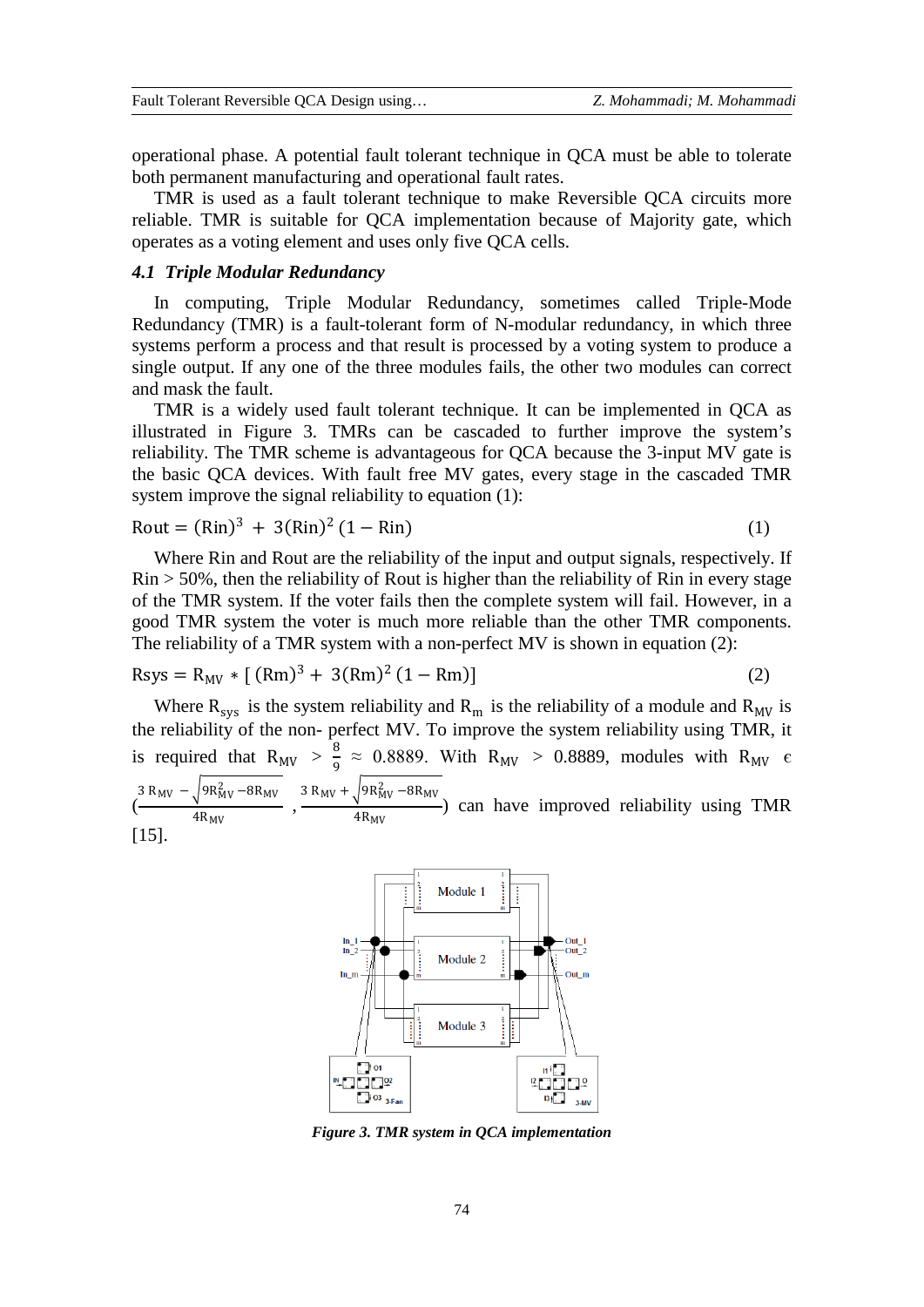operational phase. A potential fault tolerant technique in QCA must be able to tolerate both permanent manufacturing and operational fault rates.

TMR is used as a fault tolerant technique to make Reversible QCA circuits more reliable. TMR is suitable for QCA implementation because of Majority gate, which operates as a voting element and uses only five QCA cells.

### *4.1 Triple Modular Redundancy*

In computing, Triple Modular Redundancy, sometimes called Triple-Mode Redundancy (TMR) is a fault-tolerant form of N-modular redundancy, in which three systems perform a process and that result is processed by a voting system to produce a single output. If any one of the three modules fails, the other two modules can correct and mask the fault.

TMR is a widely used fault tolerant technique. It can be implemented in QCA as illustrated in Figure 3. TMRs can be cascaded to further improve the system's reliability. The TMR scheme is advantageous for QCA because the 3-input MV gate is the basic QCA devices. With fault free MV gates, every stage in the cascaded TMR system improve the signal reliability to equation (1):

$$\mathrm{Rout} = (\mathrm{Rin})^3 + 3(\mathrm{Rin})^2(1 - \mathrm{Rin}) \tag{1}$$

Where Rin and Rout are the reliability of the input and output signals, respectively. If Rin > 50%, then the reliability of Rout is higher than the reliability of Rin in every stage of the TMR system. If the voter fails then the complete system will fail. However, in a good TMR system the voter is much more reliable than the other TMR components. The reliability of a TMR system with a non-perfect MV is shown in equation (2):

$$\mathrm{Rsys} = R_{MV} * [(\mathrm{Rm})^3 + 3(\mathrm{Rm})^2(1 - \mathrm{Rm})] \tag{2}$$

Where $R_{sys}$ is the system reliability and $R_m$ is the reliability of a module and $R_{MV}$ is the reliability of the non- perfect MV. To improve the system reliability using TMR, it is required that $R_{MV} > \frac{8}{9} \approx 0.8889$. With $R_{MV} > 0.8889$, modules with $R_{MV} \in \left(\frac{3R_{MV} - \sqrt{9R_{MV}^2 - 8R_{MV}}}{4R_{MV}}, \frac{3R_{MV} + \sqrt{9R_{MV}^2 - 8R_{MV}}}{4R_{MV}}\right)$ can have improved reliability using TMR [15].

*Figure 3. TMR system in QCA implementation*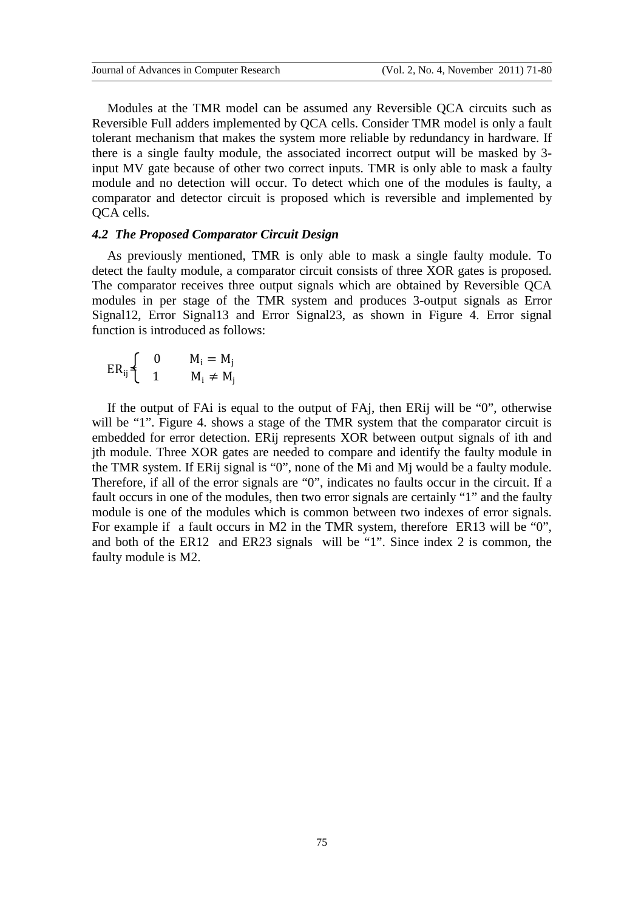Modules at the TMR model can be assumed any Reversible QCA circuits such as Reversible Full adders implemented by QCA cells. Consider TMR model is only a fault tolerant mechanism that makes the system more reliable by redundancy in hardware. If there is a single faulty module, the associated incorrect output will be masked by 3-input MV gate because of other two correct inputs. TMR is only able to mask a faulty module and no detection will occur. To detect which one of the modules is faulty, a comparator and detector circuit is proposed which is reversible and implemented by QCA cells.

### *4.2 The Proposed Comparator Circuit Design*

As previously mentioned, TMR is only able to mask a single faulty module. To detect the faulty module, a comparator circuit consists of three XOR gates is proposed. The comparator receives three output signals which are obtained by Reversible QCA modules in per stage of the TMR system and produces 3-output signals as Error Signal12, Error Signal13 and Error Signal23, as shown in Figure 4. Error signal function is introduced as follows:

$$ER_{ij} = \begin{cases} 0 & M_i = M_j \\ 1 & M_i \neq M_j \end{cases}$$

If the output of FAi is equal to the output of FAj, then ERij will be "0", otherwise will be "1". Figure 4. shows a stage of the TMR system that the comparator circuit is embedded for error detection. ERij represents XOR between output signals of ith and jth module. Three XOR gates are needed to compare and identify the faulty module in the TMR system. If ERij signal is "0", none of the Mi and Mj would be a faulty module. Therefore, if all of the error signals are "0", indicates no faults occur in the circuit. If a fault occurs in one of the modules, then two error signals are certainly "1" and the faulty module is one of the modules which is common between two indexes of error signals. For example if a fault occurs in M2 in the TMR system, therefore ER13 will be "0", and both of the ER12 and ER23 signals will be "1". Since index 2 is common, the faulty module is M2.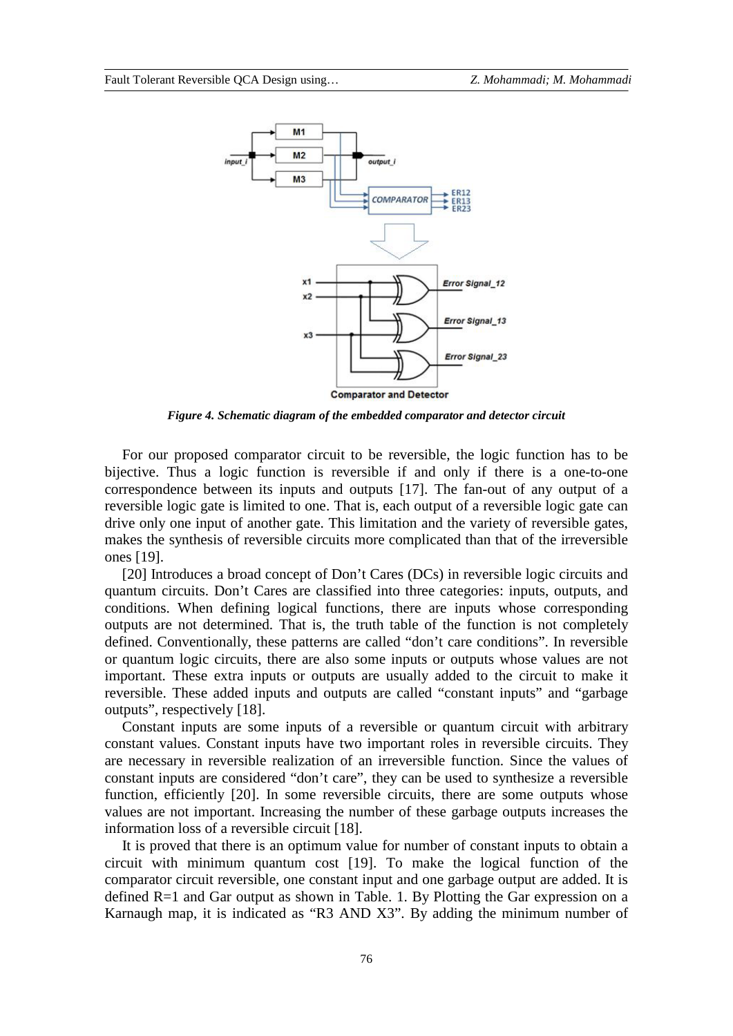Figure 4. Schematic diagram of the embedded comparator and detector circuit

For our proposed comparator circuit to be reversible, the logic function has to be bijective. Thus a logic function is reversible if and only if there is a one-to-one correspondence between its inputs and outputs [17]. The fan-out of any output of a reversible logic gate is limited to one. That is, each output of a reversible logic gate can drive only one input of another gate. This limitation and the variety of reversible gates, makes the synthesis of reversible circuits more complicated than that of the irreversible ones [19].

[20] Introduces a broad concept of Don't Cares (DCs) in reversible logic circuits and quantum circuits. Don't Cares are classified into three categories: inputs, outputs, and conditions. When defining logical functions, there are inputs whose corresponding outputs are not determined. That is, the truth table of the function is not completely defined. Conventionally, these patterns are called "don't care conditions". In reversible or quantum logic circuits, there are also some inputs or outputs whose values are not important. These extra inputs or outputs are usually added to the circuit to make it reversible. These added inputs and outputs are called "constant inputs" and "garbage outputs", respectively [18].

Constant inputs are some inputs of a reversible or quantum circuit with arbitrary constant values. Constant inputs have two important roles in reversible circuits. They are necessary in reversible realization of an irreversible function. Since the values of constant inputs are considered "don't care", they can be used to synthesize a reversible function, efficiently [20]. In some reversible circuits, there are some outputs whose values are not important. Increasing the number of these garbage outputs increases the information loss of a reversible circuit [18].

It is proved that there is an optimum value for number of constant inputs to obtain a circuit with minimum quantum cost [19]. To make the logical function of the comparator circuit reversible, one constant input and one garbage output are added. It is defined R=1 and Gar output as shown in Table. 1. By Plotting the Gar expression on a Karnaugh map, it is indicated as "R3 AND X3". By adding the minimum number of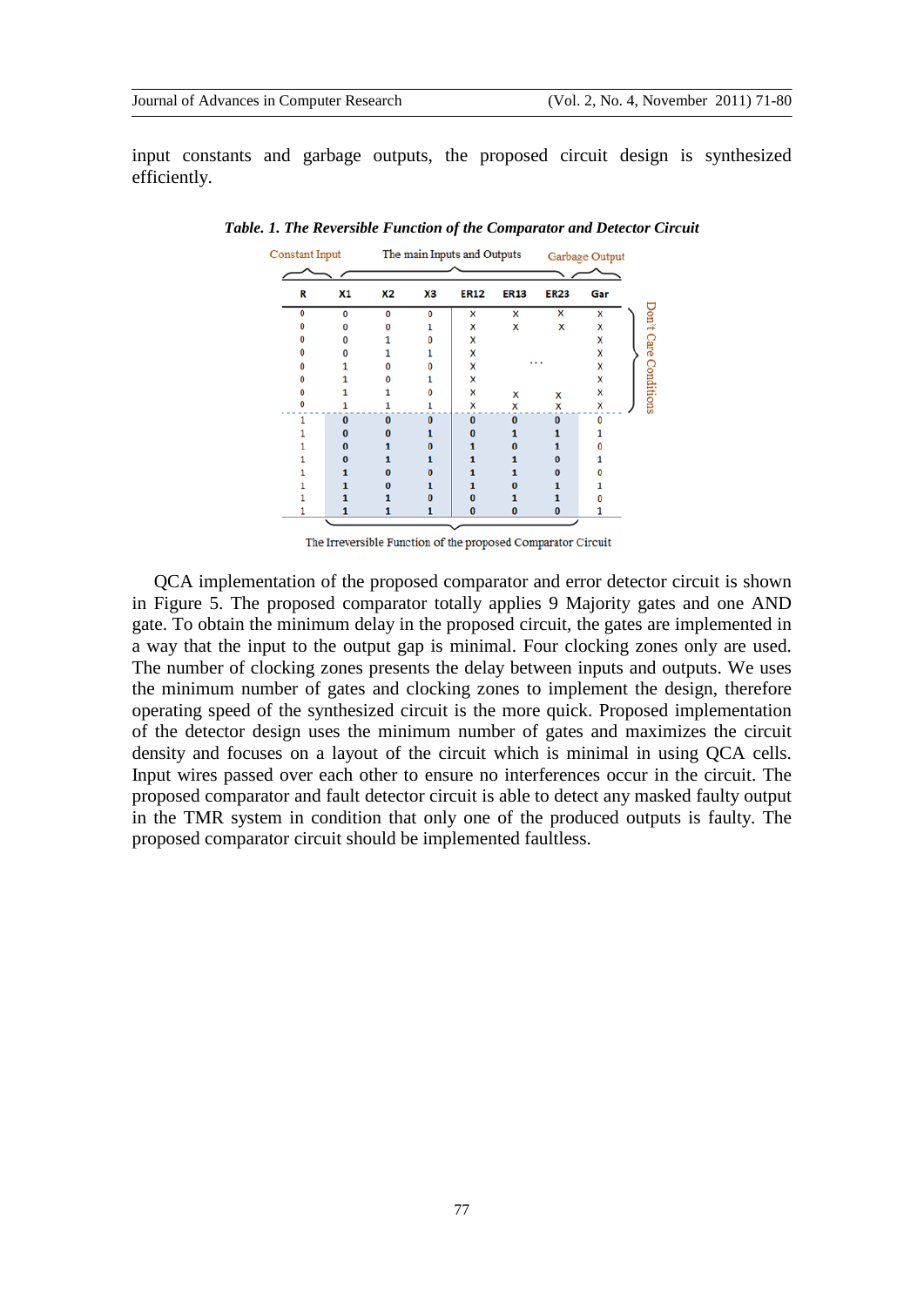input constants and garbage outputs, the proposed circuit design is synthesized efficiently.

***Table. 1. The Reversible Function of the Comparator and Detector Circuit***

| R | X1 | X2 | X3 | ER12 | ER13 | ER23 | Gar |
|---|---|---|---|---|---|---|---|
| 0 | 0 | 0 | 0 | x | x | x | x |
| 0 | 0 | 0 | 1 | x | x | x | x |
| 0 | 0 | 1 | 0 | x | | | x |
| 0 | 0 | 1 | 1 | x | | | x |
| 0 | 1 | 0 | 0 | x | … | | x |
| 0 | 1 | 0 | 1 | x | | | x |
| 0 | 1 | 1 | 0 | x | x | x | x |
| 0 | 1 | 1 | 1 | x | x | x | x |
| 1 | 0 | 0 | 0 | 0 | 0 | 0 | 0 |
| 1 | 0 | 0 | 1 | 0 | 1 | 1 | 1 |
| 1 | 0 | 1 | 0 | 1 | 0 | 1 | 0 |
| 1 | 0 | 1 | 1 | 1 | 1 | 0 | 1 |
| 1 | 1 | 0 | 0 | 1 | 1 | 0 | 0 |
| 1 | 1 | 0 | 1 | 1 | 0 | 1 | 1 |
| 1 | 1 | 1 | 0 | 0 | 1 | 1 | 0 |
| 1 | 1 | 1 | 1 | 0 | 0 | 0 | 1 |

Constant Input: R; The main Inputs and Outputs: X1, X2, X3, ER12, ER13, ER23; Garbage Output: Gar. Rows with R = 0: Don't Care Conditions. Rows with R = 1 (X1–ER23): The Irreversible Function of the proposed Comparator Circuit.

QCA implementation of the proposed comparator and error detector circuit is shown in Figure 5. The proposed comparator totally applies 9 Majority gates and one AND gate. To obtain the minimum delay in the proposed circuit, the gates are implemented in a way that the input to the output gap is minimal. Four clocking zones only are used. The number of clocking zones presents the delay between inputs and outputs. We uses the minimum number of gates and clocking zones to implement the design, therefore operating speed of the synthesized circuit is the more quick. Proposed implementation of the detector design uses the minimum number of gates and maximizes the circuit density and focuses on a layout of the circuit which is minimal in using QCA cells. Input wires passed over each other to ensure no interferences occur in the circuit. The proposed comparator and fault detector circuit is able to detect any masked faulty output in the TMR system in condition that only one of the produced outputs is faulty. The proposed comparator circuit should be implemented faultless.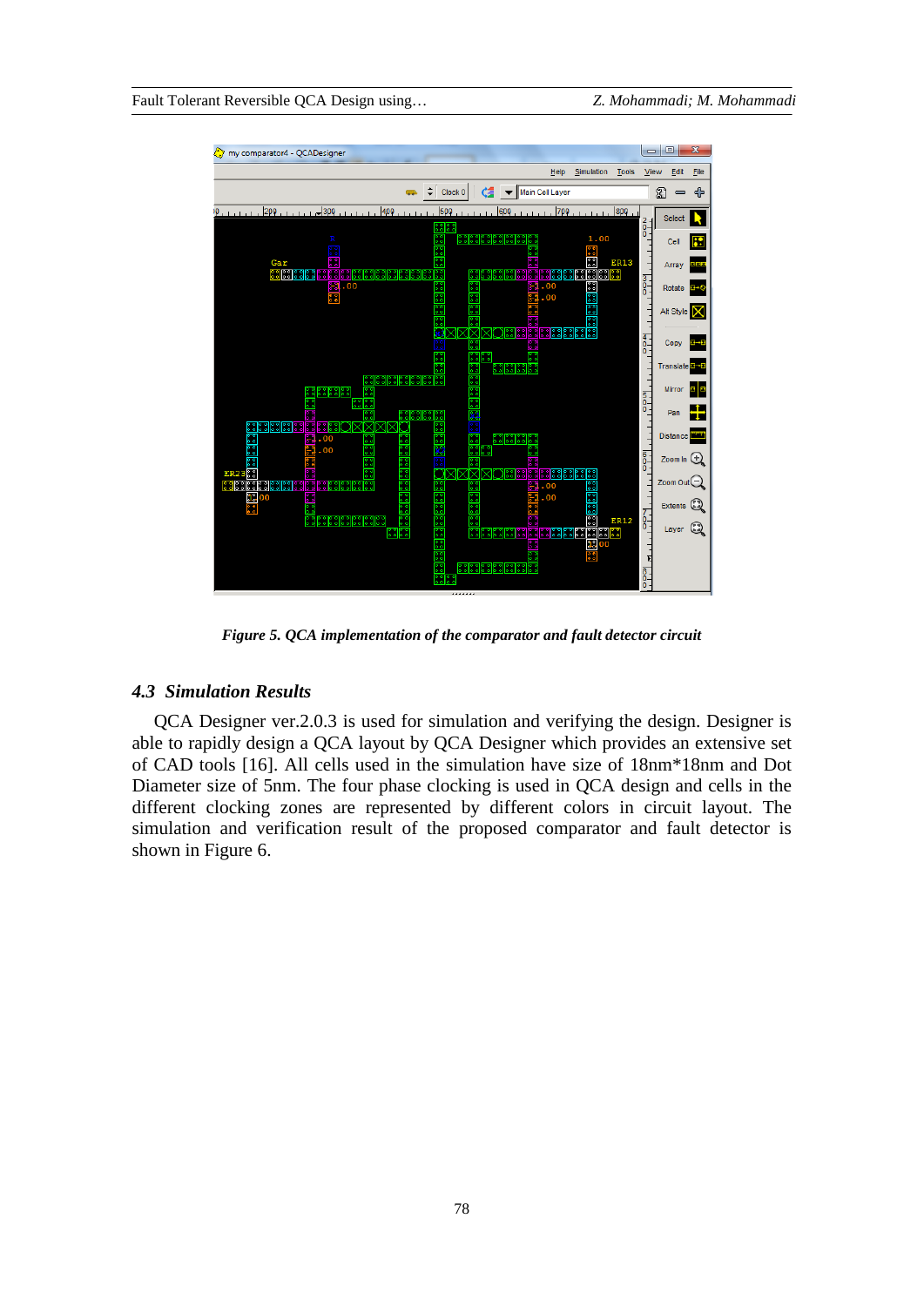*Figure 5. QCA implementation of the comparator and fault detector circuit*

### *4.3 Simulation Results*

QCA Designer ver.2.0.3 is used for simulation and verifying the design. Designer is able to rapidly design a QCA layout by QCA Designer which provides an extensive set of CAD tools [16]. All cells used in the simulation have size of 18nm*18nm and Dot Diameter size of 5nm. The four phase clocking is used in QCA design and cells in the different clocking zones are represented by different colors in circuit layout. The simulation and verification result of the proposed comparator and fault detector is shown in Figure 6.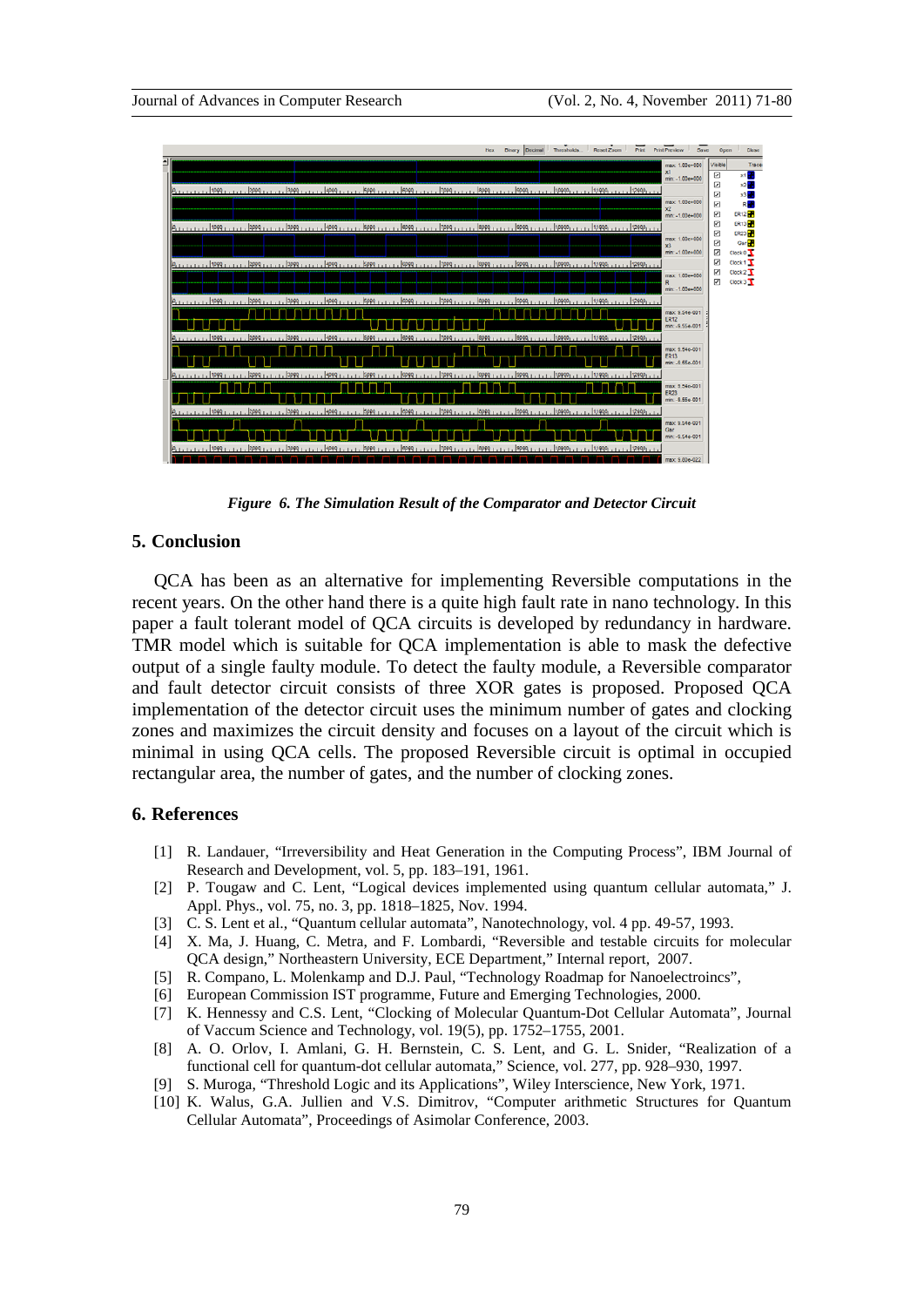*Figure 6. The Simulation Result of the Comparator and Detector Circuit*

## 5. Conclusion

QCA has been as an alternative for implementing Reversible computations in the recent years. On the other hand there is a quite high fault rate in nano technology. In this paper a fault tolerant model of QCA circuits is developed by redundancy in hardware. TMR model which is suitable for QCA implementation is able to mask the defective output of a single faulty module. To detect the faulty module, a Reversible comparator and fault detector circuit consists of three XOR gates is proposed. Proposed QCA implementation of the detector circuit uses the minimum number of gates and clocking zones and maximizes the circuit density and focuses on a layout of the circuit which is minimal in using QCA cells. The proposed Reversible circuit is optimal in occupied rectangular area, the number of gates, and the number of clocking zones.

## 6. References

[1] R. Landauer, "Irreversibility and Heat Generation in the Computing Process", IBM Journal of Research and Development, vol. 5, pp. 183–191, 1961.

[2] P. Tougaw and C. Lent, "Logical devices implemented using quantum cellular automata," J. Appl. Phys., vol. 75, no. 3, pp. 1818–1825, Nov. 1994.

[3] C. S. Lent et al., "Quantum cellular automata", Nanotechnology, vol. 4 pp. 49-57, 1993.

[4] X. Ma, J. Huang, C. Metra, and F. Lombardi, "Reversible and testable circuits for molecular QCA design," Northeastern University, ECE Department," Internal report, 2007.

[5] R. Compano, L. Molenkamp and D.J. Paul, "Technology Roadmap for Nanoelectroincs",

[6] European Commission IST programme, Future and Emerging Technologies, 2000.

[7] K. Hennessy and C.S. Lent, "Clocking of Molecular Quantum-Dot Cellular Automata", Journal of Vaccum Science and Technology, vol. 19(5), pp. 1752–1755, 2001.

[8] A. O. Orlov, I. Amlani, G. H. Bernstein, C. S. Lent, and G. L. Snider, "Realization of a functional cell for quantum-dot cellular automata," Science, vol. 277, pp. 928–930, 1997.

[9] S. Muroga, "Threshold Logic and its Applications", Wiley Interscience, New York, 1971.

[10] K. Walus, G.A. Jullien and V.S. Dimitrov, "Computer arithmetic Structures for Quantum Cellular Automata", Proceedings of Asimolar Conference, 2003.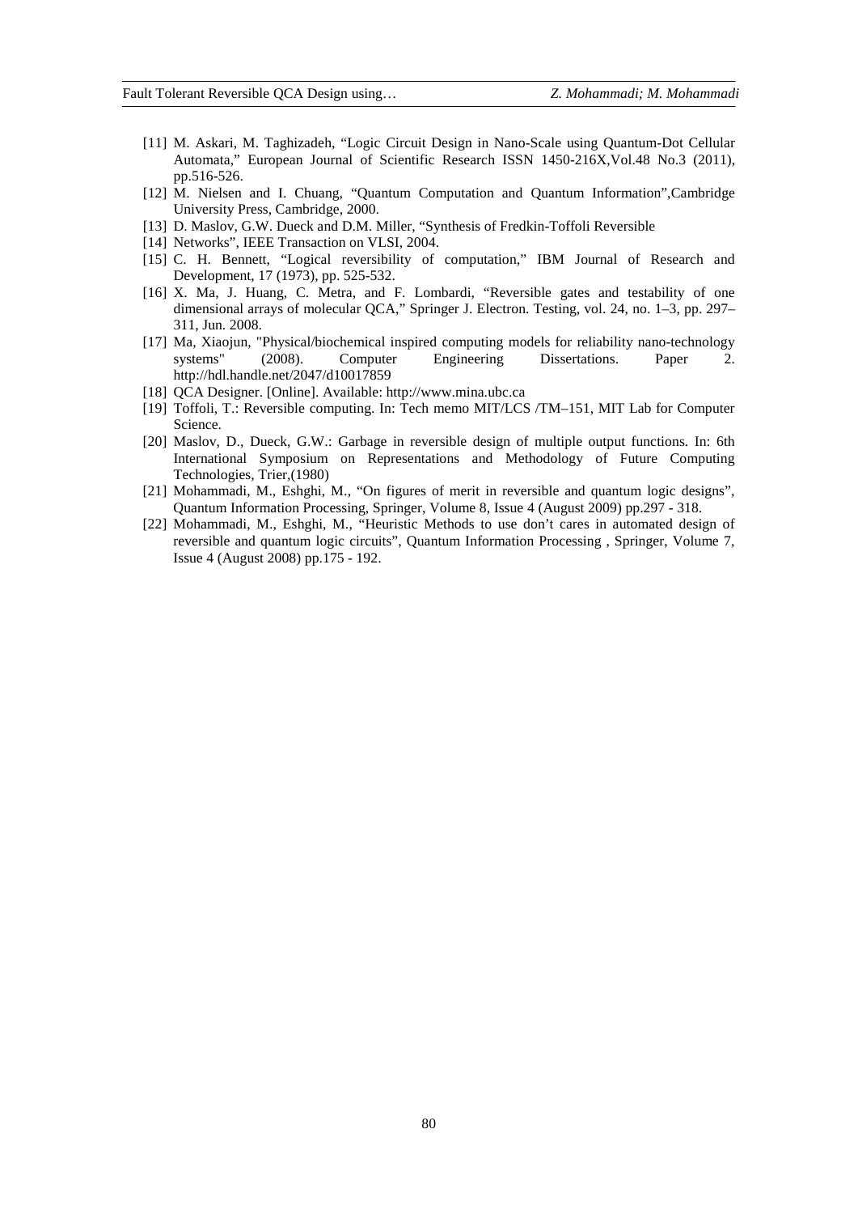[11] M. Askari, M. Taghizadeh, “Logic Circuit Design in Nano-Scale using Quantum-Dot Cellular Automata,” European Journal of Scientific Research ISSN 1450-216X,Vol.48 No.3 (2011), pp.516-526.

[12] M. Nielsen and I. Chuang, “Quantum Computation and Quantum Information”,Cambridge University Press, Cambridge, 2000.

[13] D. Maslov, G.W. Dueck and D.M. Miller, “Synthesis of Fredkin-Toffoli Reversible

[14] Networks”, IEEE Transaction on VLSI, 2004.

[15] C. H. Bennett, “Logical reversibility of computation,” IBM Journal of Research and Development, 17 (1973), pp. 525-532.

[16] X. Ma, J. Huang, C. Metra, and F. Lombardi, “Reversible gates and testability of one dimensional arrays of molecular QCA,” Springer J. Electron. Testing, vol. 24, no. 1–3, pp. 297–311, Jun. 2008.

[17] Ma, Xiaojun, "Physical/biochemical inspired computing models for reliability nano-technology systems" (2008). Computer Engineering Dissertations. Paper 2. http://hdl.handle.net/2047/d10017859

[18] QCA Designer. [Online]. Available: http://www.mina.ubc.ca

[19] Toffoli, T.: Reversible computing. In: Tech memo MIT/LCS /TM–151, MIT Lab for Computer Science.

[20] Maslov, D., Dueck, G.W.: Garbage in reversible design of multiple output functions. In: 6th International Symposium on Representations and Methodology of Future Computing Technologies, Trier,(1980)

[21] Mohammadi, M., Eshghi, M., “On figures of merit in reversible and quantum logic designs”, Quantum Information Processing, Springer, Volume 8, Issue 4 (August 2009) pp.297 - 318.

[22] Mohammadi, M., Eshghi, M., “Heuristic Methods to use don’t cares in automated design of reversible and quantum logic circuits”, Quantum Information Processing , Springer, Volume 7, Issue 4 (August 2008) pp.175 - 192.